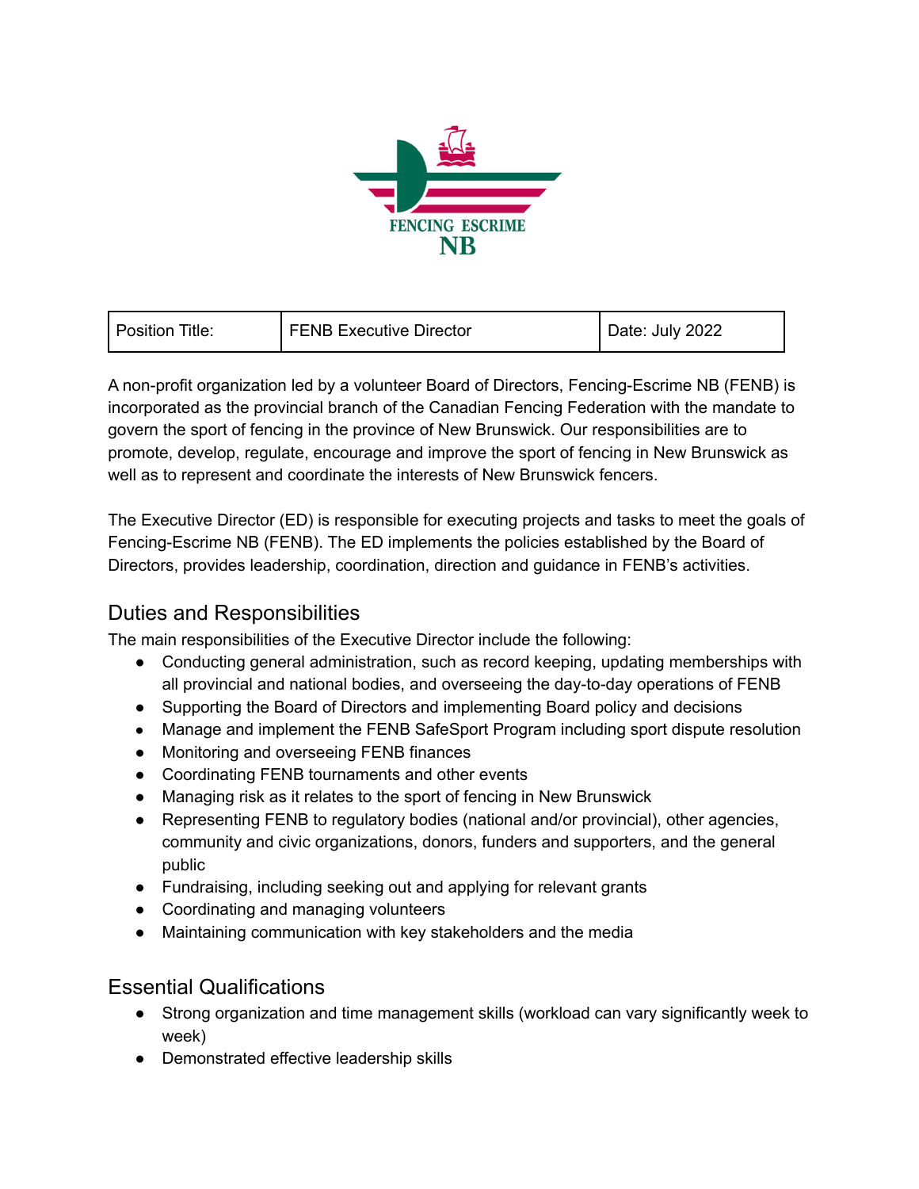FENCING ESCRIME
NB

| | | |
|---|---|---|
| Position Title: | FENB Executive Director | Date: July 2022 |

A non-profit organization led by a volunteer Board of Directors, Fencing-Escrime NB (FENB) is incorporated as the provincial branch of the Canadian Fencing Federation with the mandate to govern the sport of fencing in the province of New Brunswick. Our responsibilities are to promote, develop, regulate, encourage and improve the sport of fencing in New Brunswick as well as to represent and coordinate the interests of New Brunswick fencers.

The Executive Director (ED) is responsible for executing projects and tasks to meet the goals of Fencing-Escrime NB (FENB). The ED implements the policies established by the Board of Directors, provides leadership, coordination, direction and guidance in FENB's activities.

## Duties and Responsibilities

The main responsibilities of the Executive Director include the following:

- Conducting general administration, such as record keeping, updating memberships with all provincial and national bodies, and overseeing the day-to-day operations of FENB
- Supporting the Board of Directors and implementing Board policy and decisions
- Manage and implement the FENB SafeSport Program including sport dispute resolution
- Monitoring and overseeing FENB finances
- Coordinating FENB tournaments and other events
- Managing risk as it relates to the sport of fencing in New Brunswick
- Representing FENB to regulatory bodies (national and/or provincial), other agencies, community and civic organizations, donors, funders and supporters, and the general public
- Fundraising, including seeking out and applying for relevant grants
- Coordinating and managing volunteers
- Maintaining communication with key stakeholders and the media

## Essential Qualifications

- Strong organization and time management skills (workload can vary significantly week to week)
- Demonstrated effective leadership skills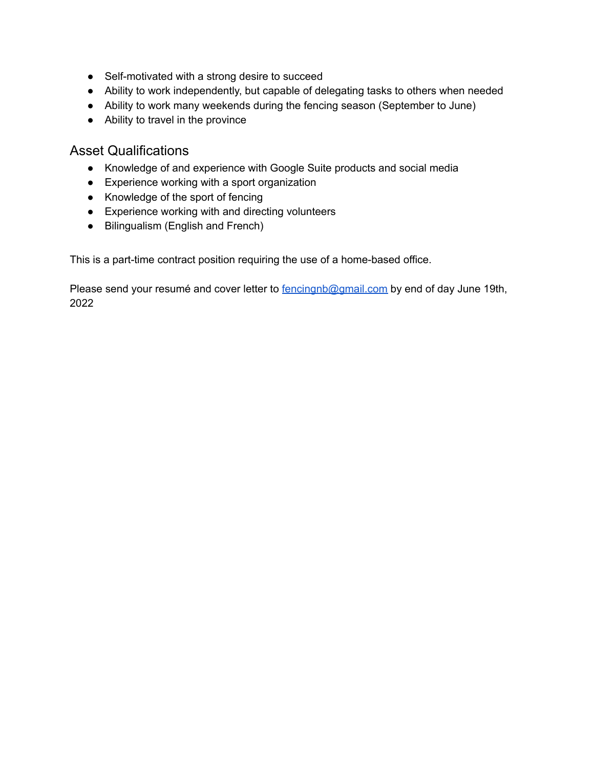- Self-motivated with a strong desire to succeed
- Ability to work independently, but capable of delegating tasks to others when needed
- Ability to work many weekends during the fencing season (September to June)
- Ability to travel in the province

## Asset Qualifications

- Knowledge of and experience with Google Suite products and social media
- Experience working with a sport organization
- Knowledge of the sport of fencing
- Experience working with and directing volunteers
- Bilingualism (English and French)

This is a part-time contract position requiring the use of a home-based office.

Please send your resumé and cover letter to fencingnb@gmail.com by end of day June 19th, 2022